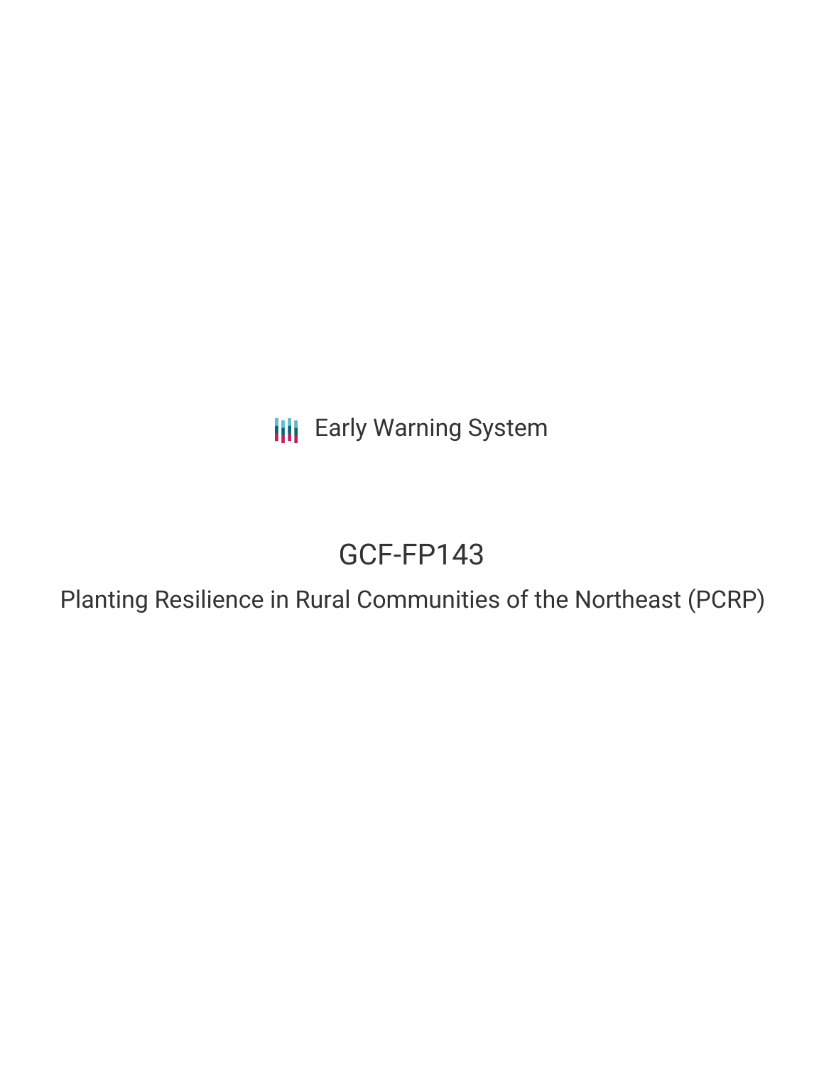Early Warning System

# GCF-FP143

## Planting Resilience in Rural Communities of the Northeast (PCRP)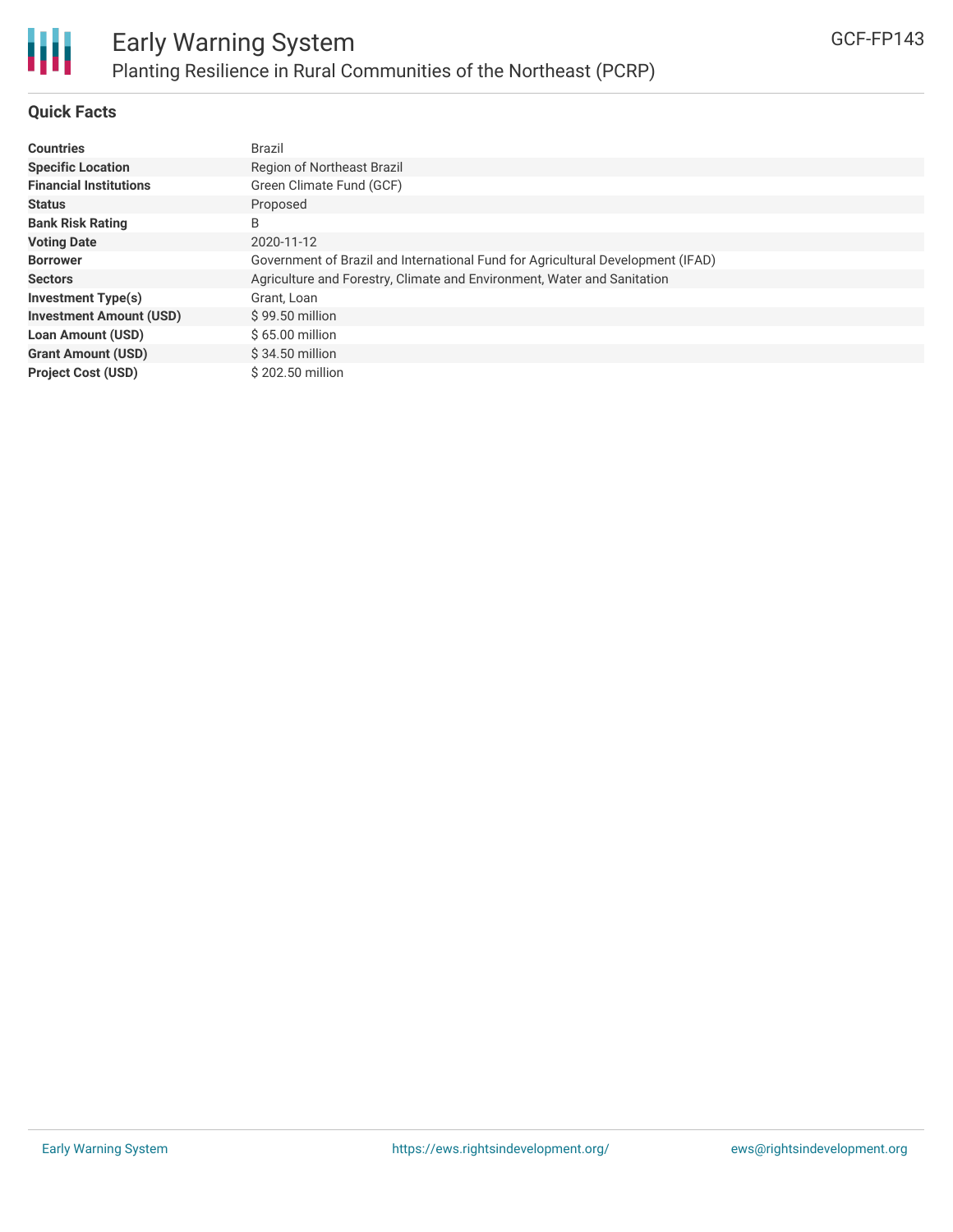# Early Warning System

## Planting Resilience in Rural Communities of the Northeast (PCRP)

GCF-FP143

### Quick Facts

| | |
|---|---|
| **Countries** | Brazil |
| **Specific Location** | Region of Northeast Brazil |
| **Financial Institutions** | Green Climate Fund (GCF) |
| **Status** | Proposed |
| **Bank Risk Rating** | B |
| **Voting Date** | 2020-11-12 |
| **Borrower** | Government of Brazil and International Fund for Agricultural Development (IFAD) |
| **Sectors** | Agriculture and Forestry, Climate and Environment, Water and Sanitation |
| **Investment Type(s)** | Grant, Loan |
| **Investment Amount (USD)** | $ 99.50 million |
| **Loan Amount (USD)** | $ 65.00 million |
| **Grant Amount (USD)** | $ 34.50 million |
| **Project Cost (USD)** | $ 202.50 million |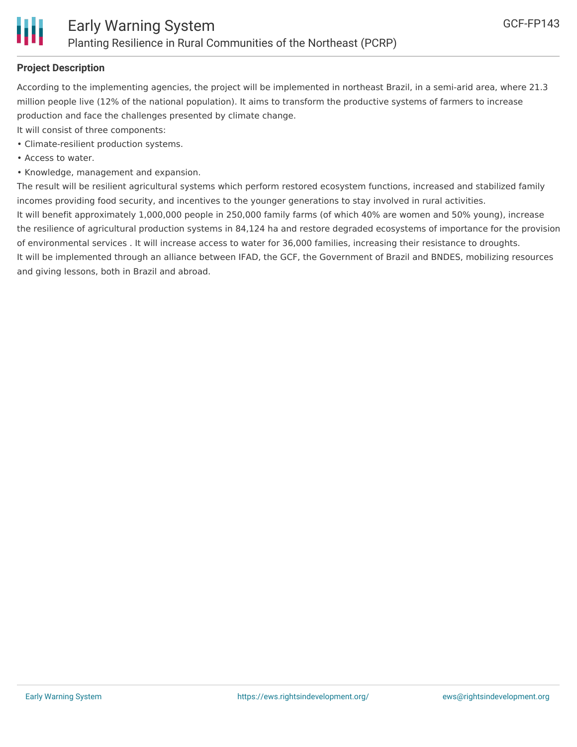**Project Description**

According to the implementing agencies, the project will be implemented in northeast Brazil, in a semi-arid area, where 21.3 million people live (12% of the national population). It aims to transform the productive systems of farmers to increase production and face the challenges presented by climate change.

It will consist of three components:

- Climate-resilient production systems.
- Access to water.
- Knowledge, management and expansion.

The result will be resilient agricultural systems which perform restored ecosystem functions, increased and stabilized family incomes providing food security, and incentives to the younger generations to stay involved in rural activities.

It will benefit approximately 1,000,000 people in 250,000 family farms (of which 40% are women and 50% young), increase the resilience of agricultural production systems in 84,124 ha and restore degraded ecosystems of importance for the provision of environmental services . It will increase access to water for 36,000 families, increasing their resistance to droughts.

It will be implemented through an alliance between IFAD, the GCF, the Government of Brazil and BNDES, mobilizing resources and giving lessons, both in Brazil and abroad.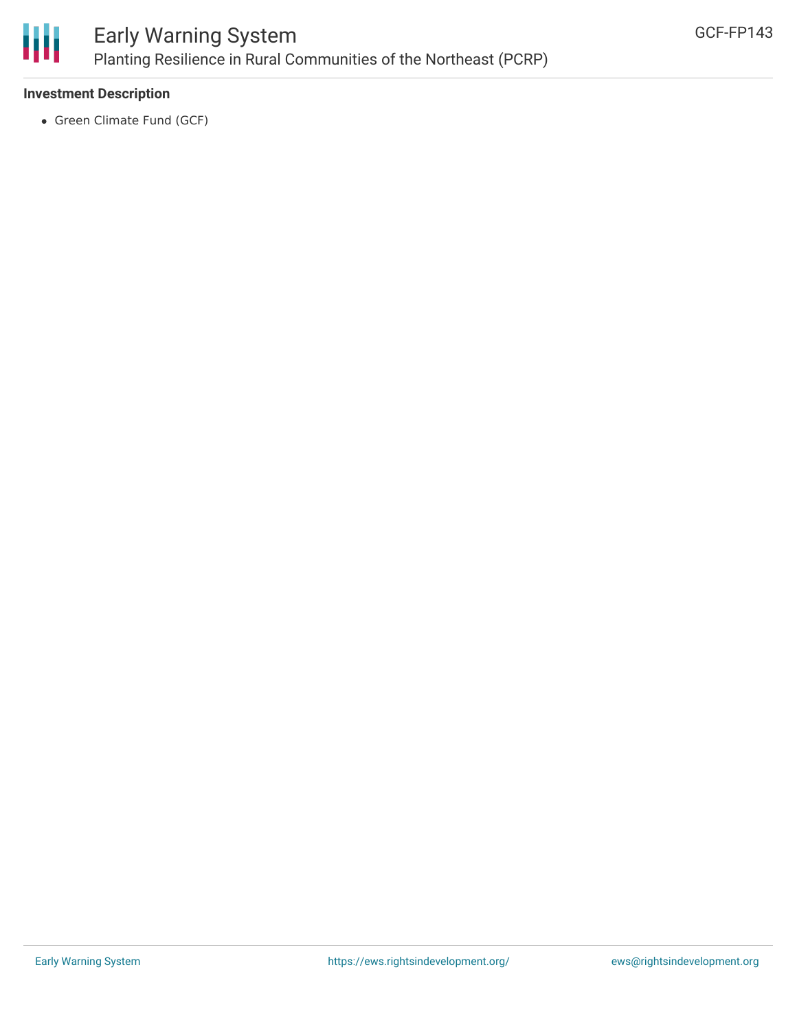**Investment Description**

- Green Climate Fund (GCF)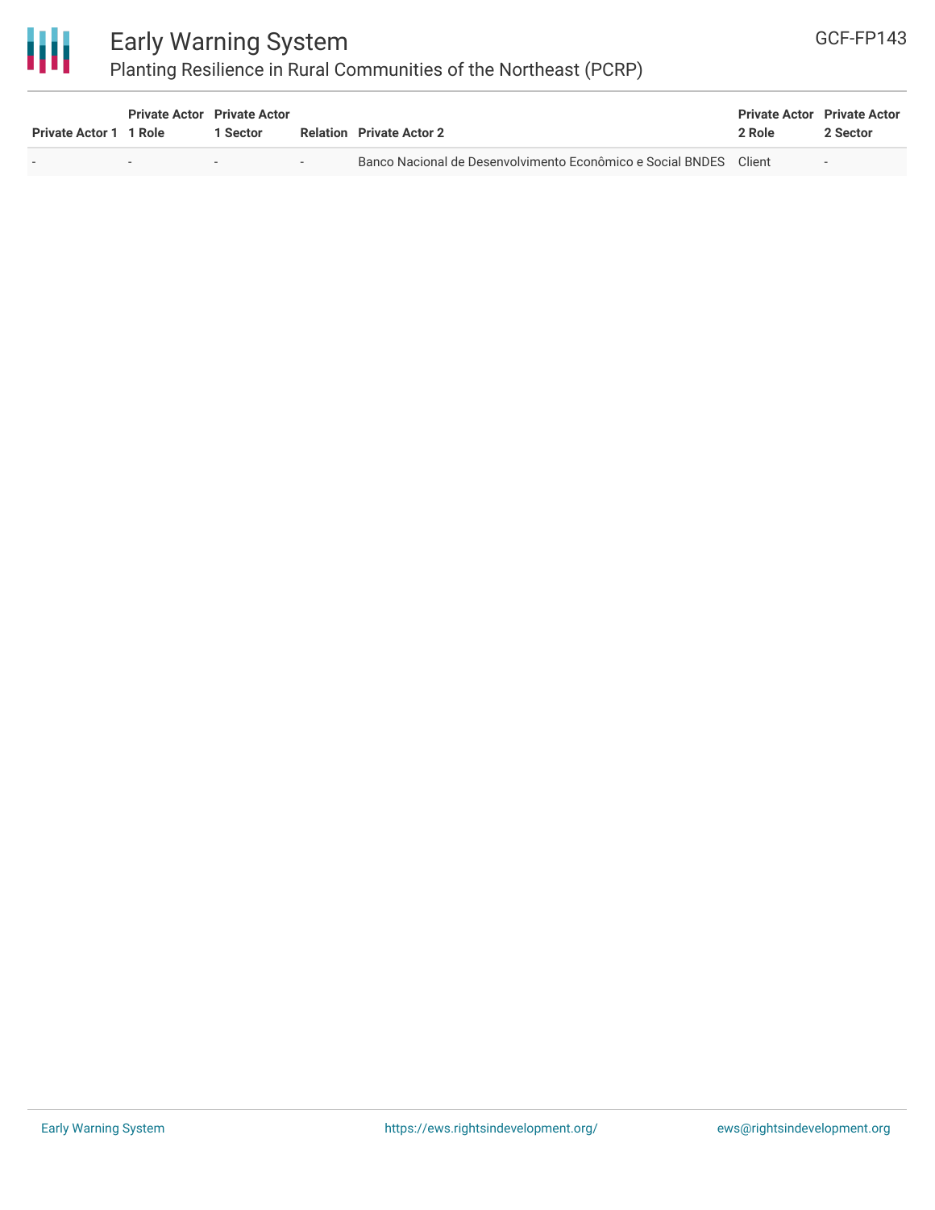| Private Actor 1 | Private Actor 1 Role | Private Actor 1 Sector | Relation | Private Actor 2 | Private Actor 2 Role | Private Actor 2 Sector |
|---|---|---|---|---|---|---|
| - | - | - | - | Banco Nacional de Desenvolvimento Econômico e Social BNDES | Client | - |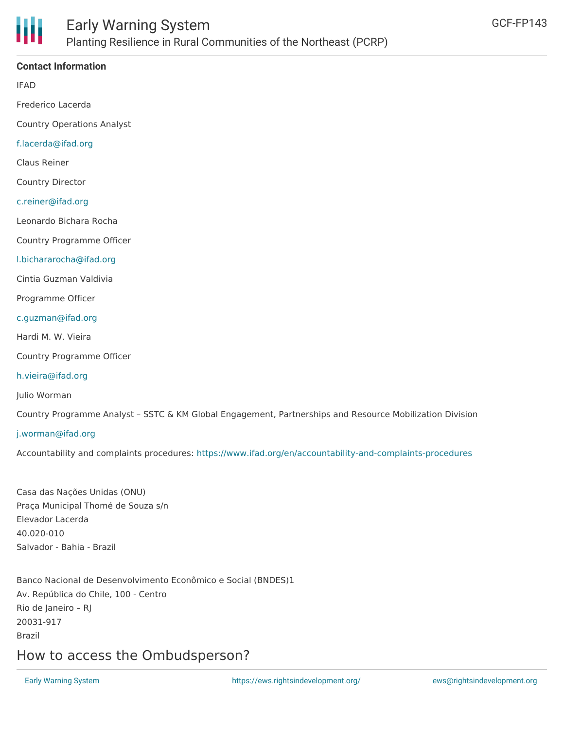**Contact Information**

IFAD

Frederico Lacerda

Country Operations Analyst

f.lacerda@ifad.org

Claus Reiner

Country Director

c.reiner@ifad.org

Leonardo Bichara Rocha

Country Programme Officer

l.bichararocha@ifad.org

Cintia Guzman Valdivia

Programme Officer

c.guzman@ifad.org

Hardi M. W. Vieira

Country Programme Officer

h.vieira@ifad.org

Julio Worman

Country Programme Analyst – SSTC & KM Global Engagement, Partnerships and Resource Mobilization Division

j.worman@ifad.org

Accountability and complaints procedures: https://www.ifad.org/en/accountability-and-complaints-procedures

Casa das Nações Unidas (ONU)
Praça Municipal Thomé de Souza s/n
Elevador Lacerda
40.020-010
Salvador - Bahia - Brazil

Banco Nacional de Desenvolvimento Econômico e Social (BNDES)1
Av. República do Chile, 100 - Centro
Rio de Janeiro – RJ
20031-917
Brazil

## How to access the Ombudsperson?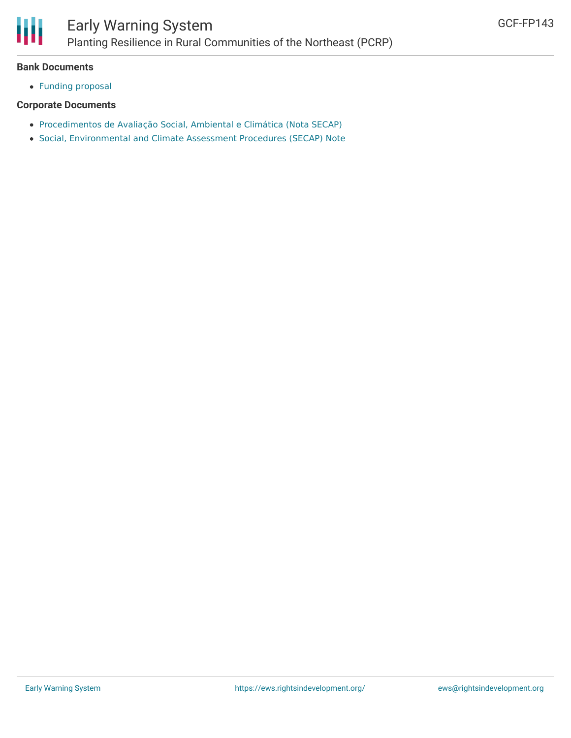**Bank Documents**

- Funding proposal

**Corporate Documents**

- Procedimentos de Avaliação Social, Ambiental e Climática (Nota SECAP)
- Social, Environmental and Climate Assessment Procedures (SECAP) Note